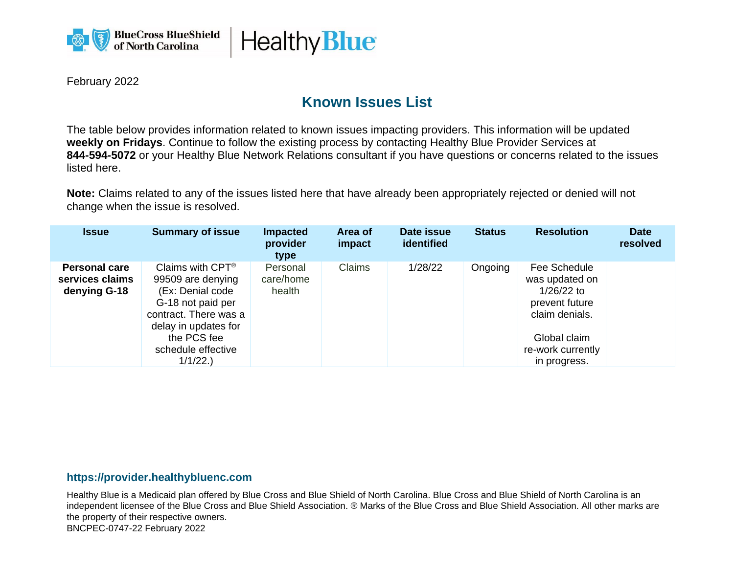February 2022

# Known Issues List

The table below provides information related to known issues impacting providers. This information will be updated **weekly on Fridays**. Continue to follow the existing process by contacting Healthy Blue Provider Services at **844-594-5072** or your Healthy Blue Network Relations consultant if you have questions or concerns related to the issues listed here.

**Note:** Claims related to any of the issues listed here that have already been appropriately rejected or denied will not change when the issue is resolved.

| Issue | Summary of issue | Impacted provider type | Area of impact | Date issue identified | Status | Resolution | Date resolved |
|---|---|---|---|---|---|---|---|
| **Personal care services claims denying G-18** | Claims with CPT® 99509 are denying (Ex: Denial code G-18 not paid per contract. There was a delay in updates for the PCS fee schedule effective 1/1/22.) | Personal care/home health | Claims | 1/28/22 | Ongoing | Fee Schedule was updated on 1/26/22 to prevent future claim denials.<br><br>Global claim re-work currently in progress. | |

**https://provider.healthybluenc.com**

Healthy Blue is a Medicaid plan offered by Blue Cross and Blue Shield of North Carolina. Blue Cross and Blue Shield of North Carolina is an independent licensee of the Blue Cross and Blue Shield Association. ® Marks of the Blue Cross and Blue Shield Association. All other marks are the property of their respective owners.
BNCPEC-0747-22 February 2022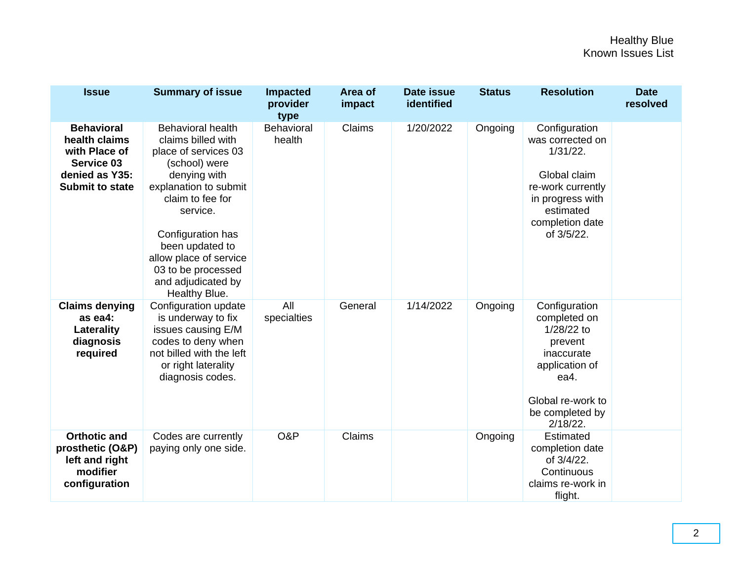| Issue | Summary of issue | Impacted provider type | Area of impact | Date issue identified | Status | Resolution | Date resolved |
|---|---|---|---|---|---|---|---|
| **Behavioral health claims with Place of Service 03 denied as Y35: Submit to state** | Behavioral health claims billed with place of services 03 (school) were denying with explanation to submit claim to fee for service.<br><br>Configuration has been updated to allow place of service 03 to be processed and adjudicated by Healthy Blue. | Behavioral health | Claims | 1/20/2022 | Ongoing | Configuration was corrected on 1/31/22.<br><br>Global claim re-work currently in progress with estimated completion date of 3/5/22. | |
| **Claims denying as ea4: Laterality diagnosis required** | Configuration update is underway to fix issues causing E/M codes to deny when not billed with the left or right laterality diagnosis codes. | All specialties | General | 1/14/2022 | Ongoing | Configuration completed on 1/28/22 to prevent inaccurate application of ea4.<br><br>Global re-work to be completed by 2/18/22. | |
| **Orthotic and prosthetic (O&P) left and right modifier configuration** | Codes are currently paying only one side. | O&P | Claims | | Ongoing | Estimated completion date of 3/4/22. Continuous claims re-work in flight. | |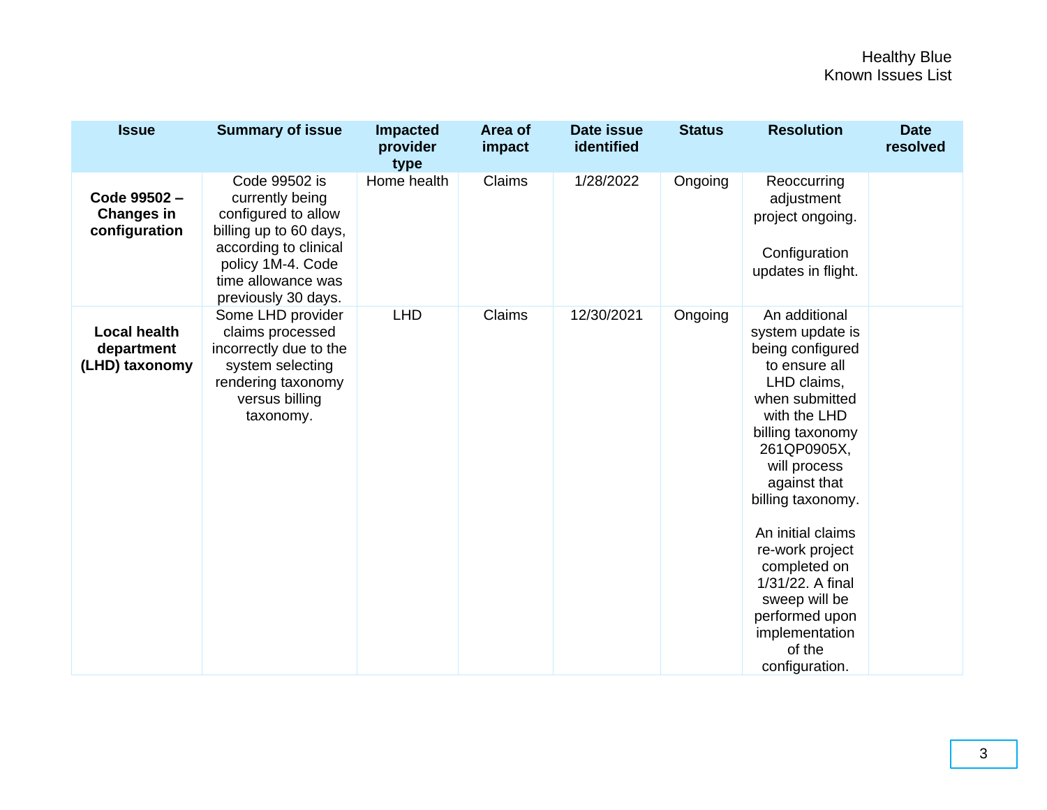| Issue | Summary of issue | Impacted provider type | Area of impact | Date issue identified | Status | Resolution | Date resolved |
|---|---|---|---|---|---|---|---|
| **Code 99502 – Changes in configuration** | Code 99502 is currently being configured to allow billing up to 60 days, according to clinical policy 1M-4. Code time allowance was previously 30 days. | Home health | Claims | 1/28/2022 | Ongoing | Reoccurring adjustment project ongoing.<br><br>Configuration updates in flight. | |
| **Local health department (LHD) taxonomy** | Some LHD provider claims processed incorrectly due to the system selecting rendering taxonomy versus billing taxonomy. | LHD | Claims | 12/30/2021 | Ongoing | An additional system update is being configured to ensure all LHD claims, when submitted with the LHD billing taxonomy 261QP0905X, will process against that billing taxonomy.<br><br>An initial claims re-work project completed on 1/31/22. A final sweep will be performed upon implementation of the configuration. | |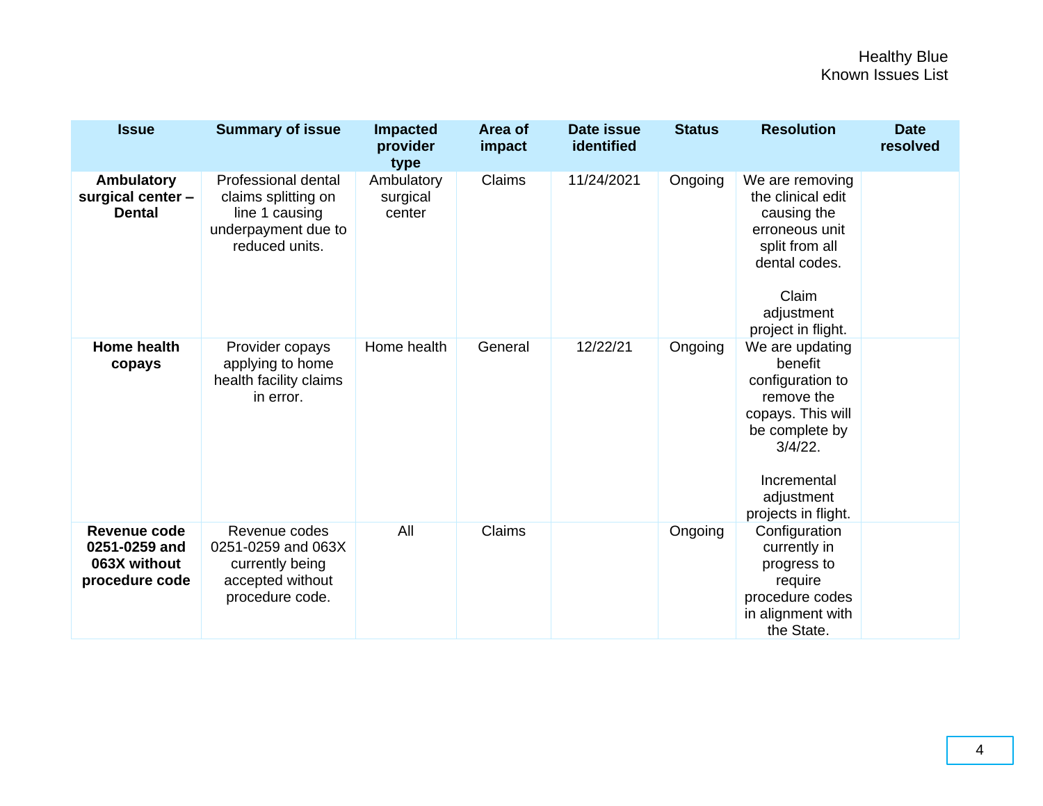| Issue | Summary of issue | Impacted provider type | Area of impact | Date issue identified | Status | Resolution | Date resolved |
|---|---|---|---|---|---|---|---|
| **Ambulatory surgical center – Dental** | Professional dental claims splitting on line 1 causing underpayment due to reduced units. | Ambulatory surgical center | Claims | 11/24/2021 | Ongoing | We are removing the clinical edit causing the erroneous unit split from all dental codes.<br><br>Claim adjustment project in flight. | |
| **Home health copays** | Provider copays applying to home health facility claims in error. | Home health | General | 12/22/21 | Ongoing | We are updating benefit configuration to remove the copays. This will be complete by 3/4/22.<br><br>Incremental adjustment projects in flight. | |
| **Revenue code 0251-0259 and 063X without procedure code** | Revenue codes 0251-0259 and 063X currently being accepted without procedure code. | All | Claims | | Ongoing | Configuration currently in progress to require procedure codes in alignment with the State. | |